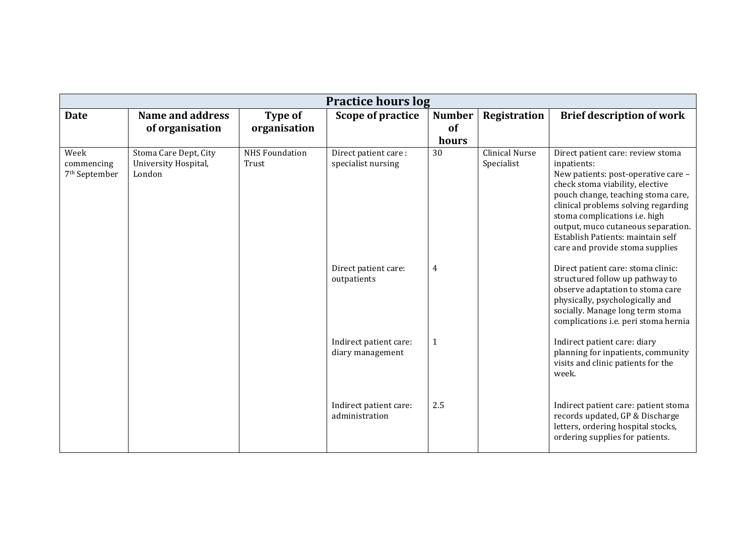| Practice hours log | | | | | | |
|---|---|---|---|---|---|---|
| **Date** | **Name and address of organisation** | **Type of organisation** | **Scope of practice** | **Number of hours** | **Registration** | **Brief description of work** |
| Week commencing 7th September | Stoma Care Dept, City University Hospital, London | NHS Foundation Trust | Direct patient care : specialist nursing | 30 | Clinical Nurse Specialist | Direct patient care: review stoma inpatients: New patients: post-operative care – check stoma viability, elective pouch change, teaching stoma care, clinical problems solving regarding stoma complications i.e. high output, muco cutaneous separation. Establish Patients: maintain self care and provide stoma supplies |
| | | | Direct patient care: outpatients | 4 | | Direct patient care: stoma clinic: structured follow up pathway to observe adaptation to stoma care physically, psychologically and socially. Manage long term stoma complications i.e. peri stoma hernia |
| | | | Indirect patient care: diary management | 1 | | Indirect patient care: diary planning for inpatients, community visits and clinic patients for the week. |
| | | | Indirect patient care: administration | 2.5 | | Indirect patient care: patient stoma records updated, GP & Discharge letters, ordering hospital stocks, ordering supplies for patients. |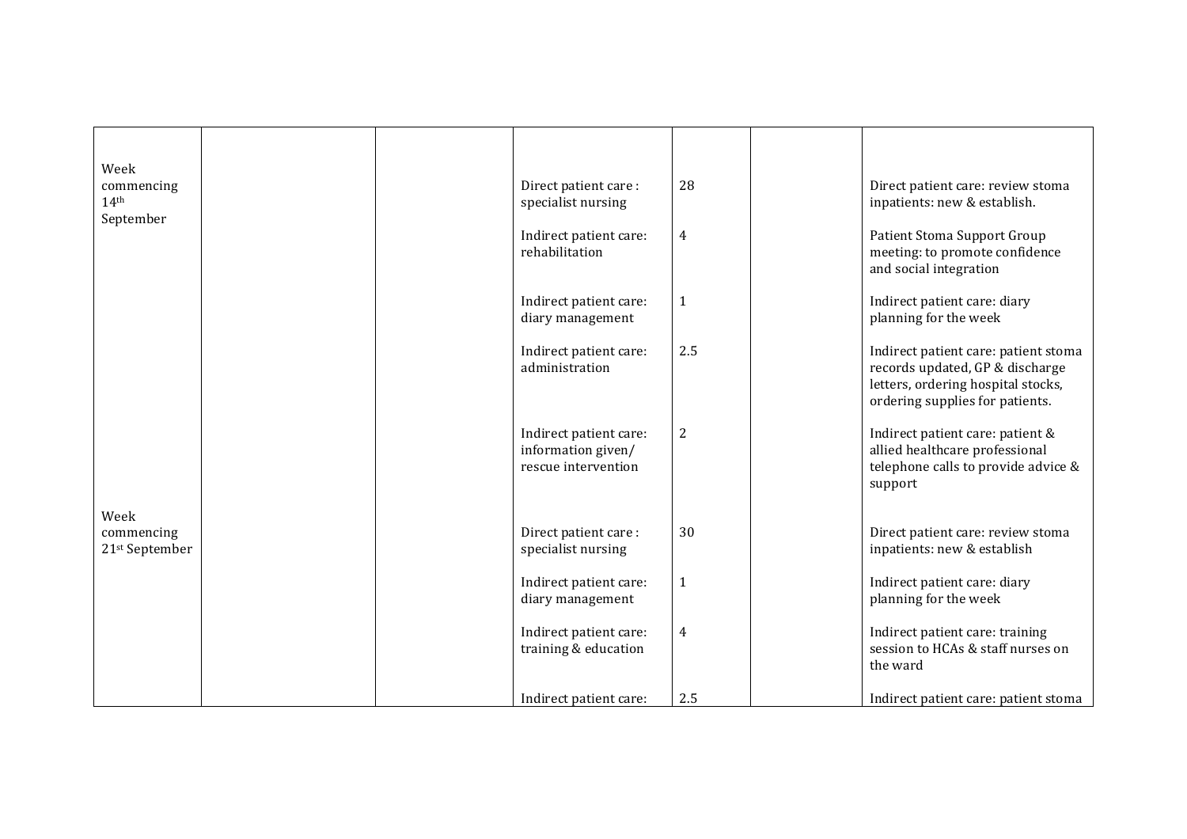| | | | | | | |
|---|---|---|---|---|---|---|
| Week commencing 14th September | | | Direct patient care : specialist nursing | 28 | | Direct patient care: review stoma inpatients: new & establish. |
| | | | Indirect patient care: rehabilitation | 4 | | Patient Stoma Support Group meeting: to promote confidence and social integration |
| | | | Indirect patient care: diary management | 1 | | Indirect patient care: diary planning for the week |
| | | | Indirect patient care: administration | 2.5 | | Indirect patient care: patient stoma records updated, GP & discharge letters, ordering hospital stocks, ordering supplies for patients. |
| | | | Indirect patient care: information given/ rescue intervention | 2 | | Indirect patient care: patient & allied healthcare professional telephone calls to provide advice & support |
| Week commencing 21st September | | | Direct patient care : specialist nursing | 30 | | Direct patient care: review stoma inpatients: new & establish |
| | | | Indirect patient care: diary management | 1 | | Indirect patient care: diary planning for the week |
| | | | Indirect patient care: training & education | 4 | | Indirect patient care: training session to HCAs & staff nurses on the ward |
| | | | Indirect patient care: | 2.5 | | Indirect patient care: patient stoma |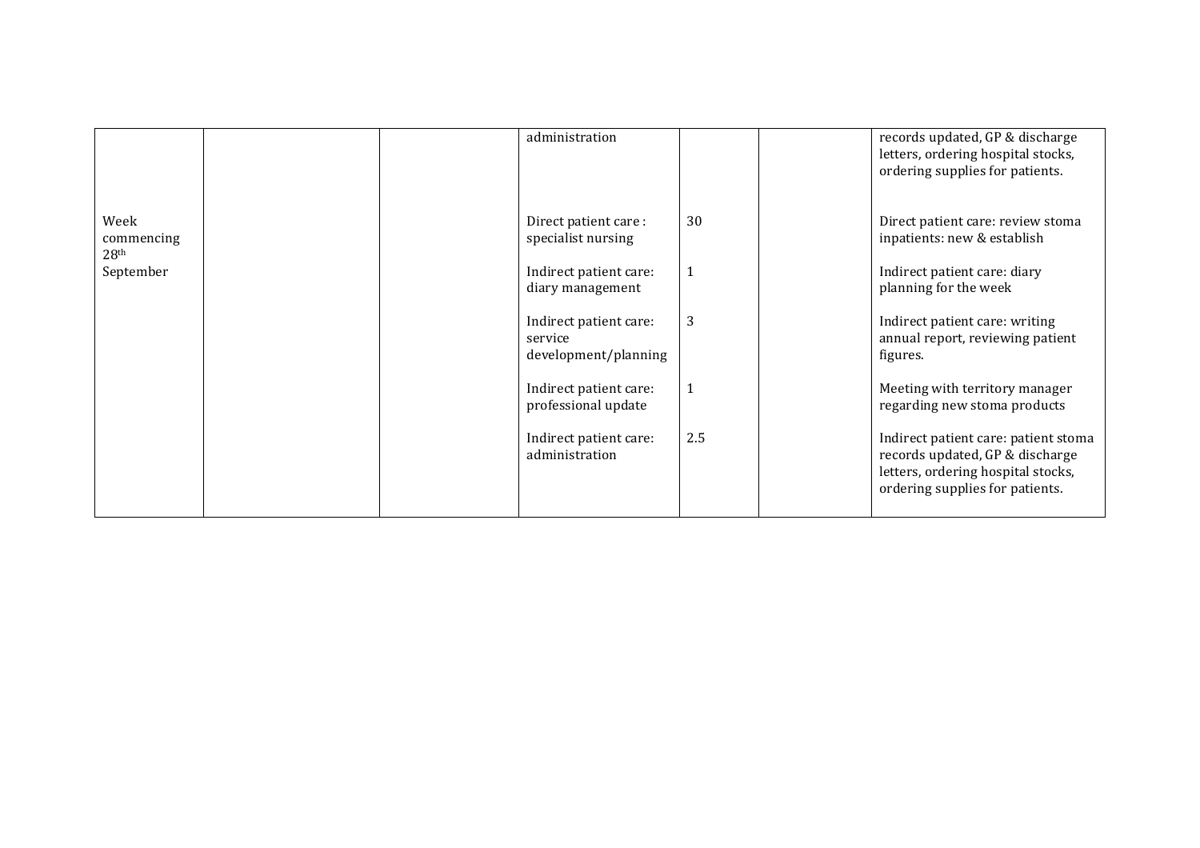| | | | | | | |
|---|---|---|---|---|---|---|
| | | | administration | | | records updated, GP & discharge letters, ordering hospital stocks, ordering supplies for patients. |
| Week commencing 28th September | | | Direct patient care : specialist nursing | 30 | | Direct patient care: review stoma inpatients: new & establish |
| | | | Indirect patient care: diary management | 1 | | Indirect patient care: diary planning for the week |
| | | | Indirect patient care: service development/planning | 3 | | Indirect patient care: writing annual report, reviewing patient figures. |
| | | | Indirect patient care: professional update | 1 | | Meeting with territory manager regarding new stoma products |
| | | | Indirect patient care: administration | 2.5 | | Indirect patient care: patient stoma records updated, GP & discharge letters, ordering hospital stocks, ordering supplies for patients. |